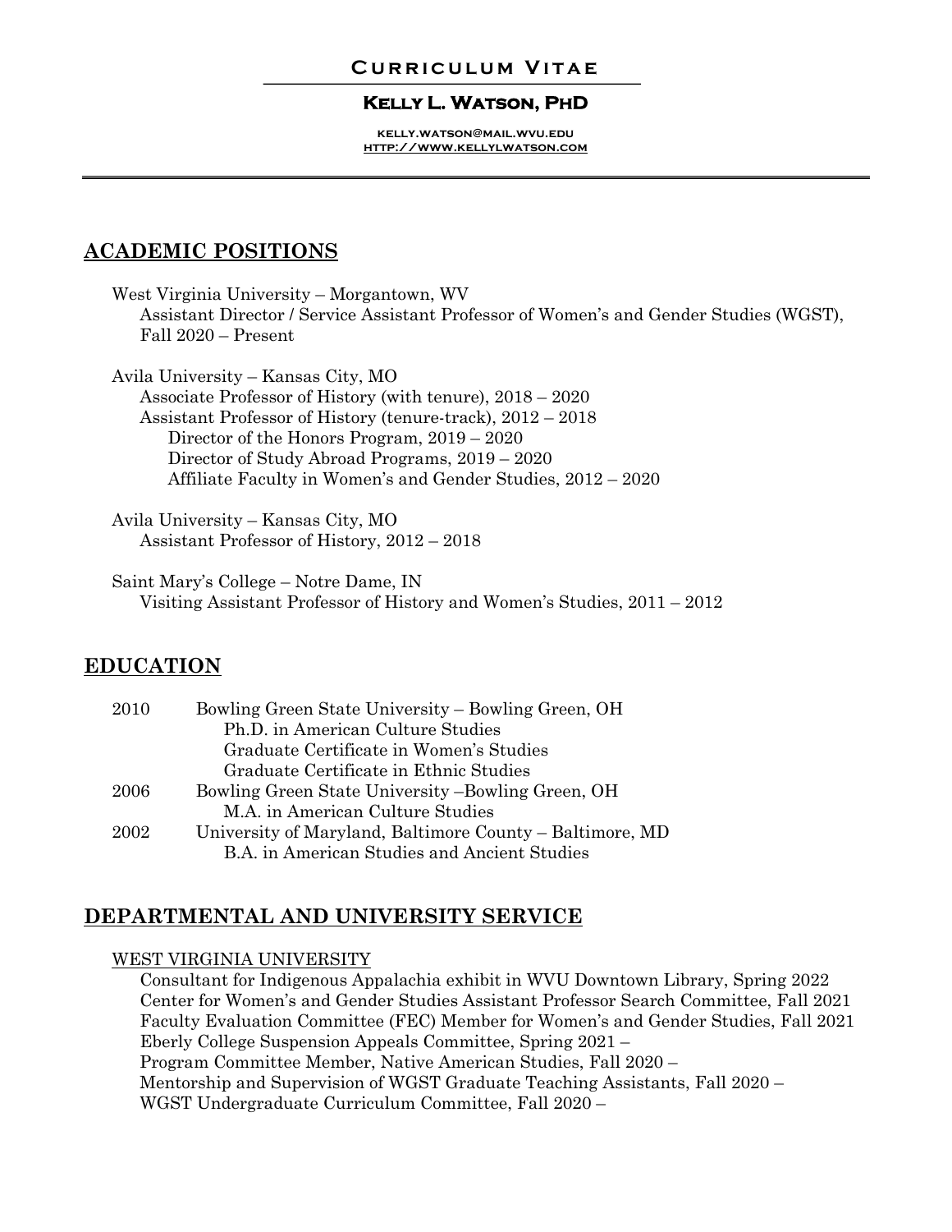# Curriculum Vitae

## Kelly L. Watson, PhD

kelly.watson@mail.wvu.edu
http://www.kellylwatson.com

## ACADEMIC POSITIONS

West Virginia University – Morgantown, WV
- Assistant Director / Service Assistant Professor of Women's and Gender Studies (WGST), Fall 2020 – Present

Avila University – Kansas City, MO
- Associate Professor of History (with tenure), 2018 – 2020
- Assistant Professor of History (tenure-track), 2012 – 2018
  - Director of the Honors Program, 2019 – 2020
  - Director of Study Abroad Programs, 2019 – 2020
  - Affiliate Faculty in Women's and Gender Studies, 2012 – 2020

Avila University – Kansas City, MO
- Assistant Professor of History, 2012 – 2018

Saint Mary's College – Notre Dame, IN
- Visiting Assistant Professor of History and Women's Studies, 2011 – 2012

## EDUCATION

2010 Bowling Green State University – Bowling Green, OH
- Ph.D. in American Culture Studies
- Graduate Certificate in Women's Studies
- Graduate Certificate in Ethnic Studies

2006 Bowling Green State University –Bowling Green, OH
- M.A. in American Culture Studies

2002 University of Maryland, Baltimore County – Baltimore, MD
- B.A. in American Studies and Ancient Studies

## DEPARTMENTAL AND UNIVERSITY SERVICE

WEST VIRGINIA UNIVERSITY

- Consultant for Indigenous Appalachia exhibit in WVU Downtown Library, Spring 2022
- Center for Women's and Gender Studies Assistant Professor Search Committee, Fall 2021
- Faculty Evaluation Committee (FEC) Member for Women's and Gender Studies, Fall 2021
- Eberly College Suspension Appeals Committee, Spring 2021 –
- Program Committee Member, Native American Studies, Fall 2020 –
- Mentorship and Supervision of WGST Graduate Teaching Assistants, Fall 2020 –
- WGST Undergraduate Curriculum Committee, Fall 2020 –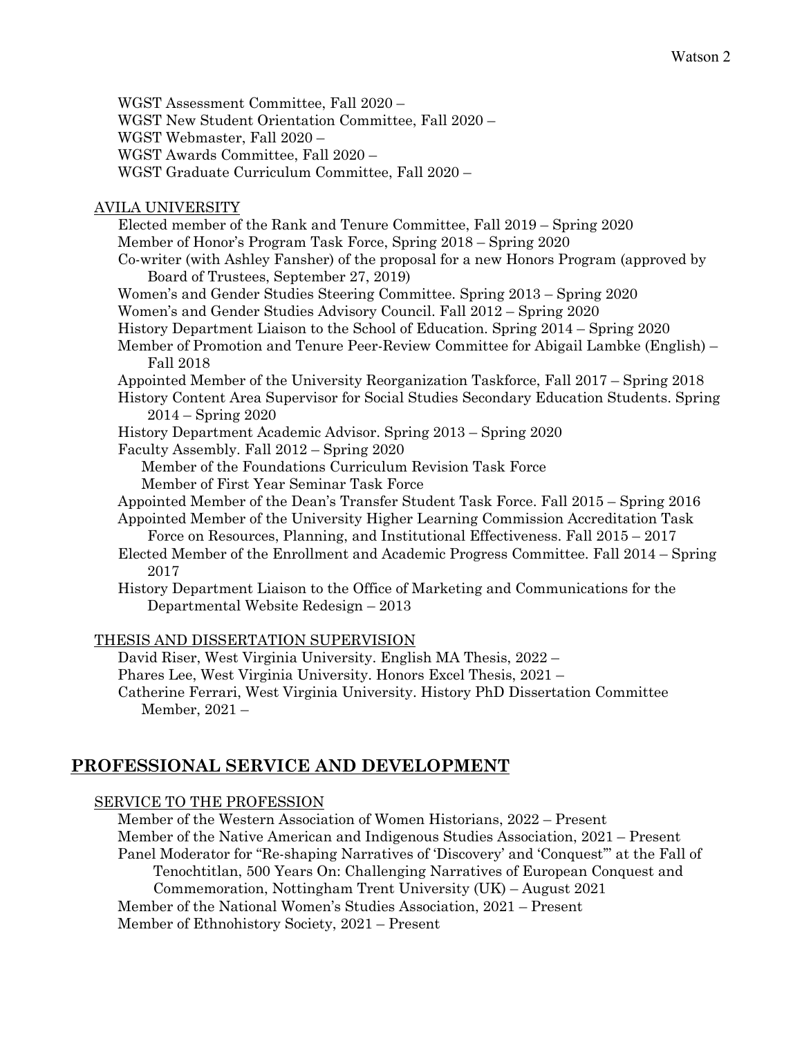WGST Assessment Committee, Fall 2020 –
WGST New Student Orientation Committee, Fall 2020 –
WGST Webmaster, Fall 2020 –
WGST Awards Committee, Fall 2020 –
WGST Graduate Curriculum Committee, Fall 2020 –

<u>AVILA UNIVERSITY</u>

Elected member of the Rank and Tenure Committee, Fall 2019 – Spring 2020
Member of Honor's Program Task Force, Spring 2018 – Spring 2020
Co-writer (with Ashley Fansher) of the proposal for a new Honors Program (approved by Board of Trustees, September 27, 2019)
Women's and Gender Studies Steering Committee. Spring 2013 – Spring 2020
Women's and Gender Studies Advisory Council. Fall 2012 – Spring 2020
History Department Liaison to the School of Education. Spring 2014 – Spring 2020
Member of Promotion and Tenure Peer-Review Committee for Abigail Lambke (English) – Fall 2018
Appointed Member of the University Reorganization Taskforce, Fall 2017 – Spring 2018
History Content Area Supervisor for Social Studies Secondary Education Students. Spring 2014 – Spring 2020
History Department Academic Advisor. Spring 2013 – Spring 2020
Faculty Assembly. Fall 2012 – Spring 2020
  Member of the Foundations Curriculum Revision Task Force
  Member of First Year Seminar Task Force
Appointed Member of the Dean's Transfer Student Task Force. Fall 2015 – Spring 2016
Appointed Member of the University Higher Learning Commission Accreditation Task Force on Resources, Planning, and Institutional Effectiveness. Fall 2015 – 2017
Elected Member of the Enrollment and Academic Progress Committee. Fall 2014 – Spring 2017
History Department Liaison to the Office of Marketing and Communications for the Departmental Website Redesign – 2013

<u>THESIS AND DISSERTATION SUPERVISION</u>

David Riser, West Virginia University. English MA Thesis, 2022 –
Phares Lee, West Virginia University. Honors Excel Thesis, 2021 –
Catherine Ferrari, West Virginia University. History PhD Dissertation Committee Member, 2021 –

## PROFESSIONAL SERVICE AND DEVELOPMENT

<u>SERVICE TO THE PROFESSION</u>

Member of the Western Association of Women Historians, 2022 – Present
Member of the Native American and Indigenous Studies Association, 2021 – Present
Panel Moderator for "Re-shaping Narratives of 'Discovery' and 'Conquest'" at the Fall of Tenochtitlan, 500 Years On: Challenging Narratives of European Conquest and Commemoration, Nottingham Trent University (UK) – August 2021
Member of the National Women's Studies Association, 2021 – Present
Member of Ethnohistory Society, 2021 – Present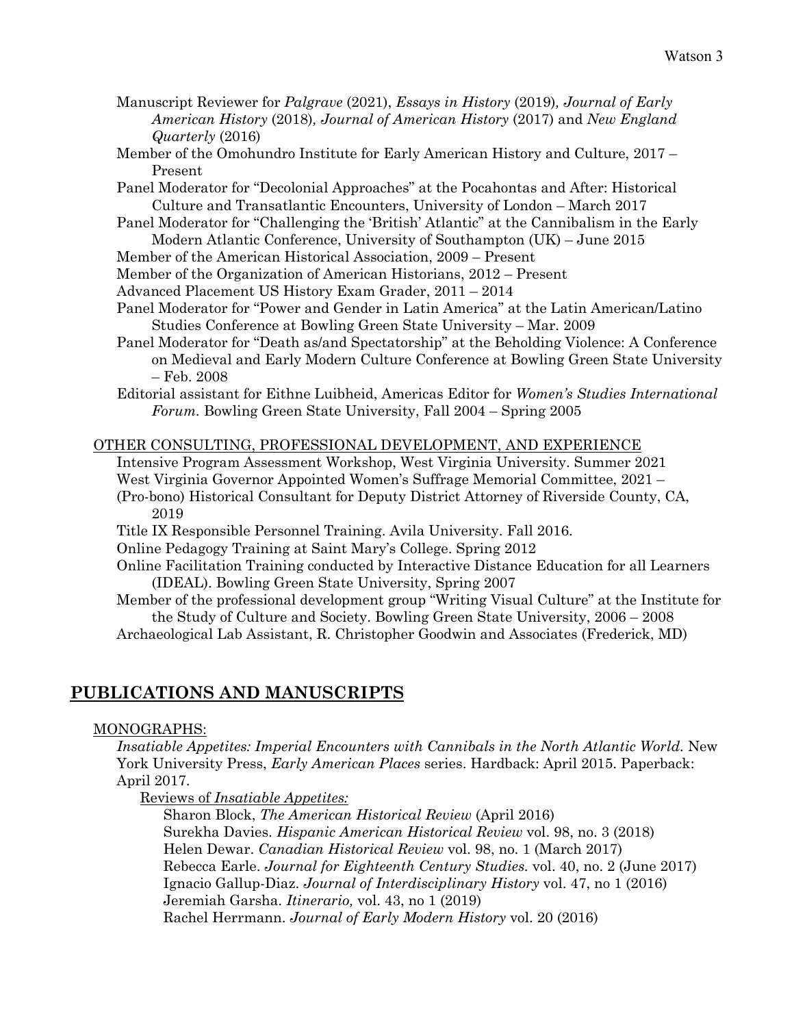Manuscript Reviewer for *Palgrave* (2021), *Essays in History* (2019), *Journal of Early American History* (2018), *Journal of American History* (2017) and *New England Quarterly* (2016)

Member of the Omohundro Institute for Early American History and Culture, 2017 – Present

Panel Moderator for "Decolonial Approaches" at the Pocahontas and After: Historical Culture and Transatlantic Encounters, University of London – March 2017

Panel Moderator for "Challenging the 'British' Atlantic" at the Cannibalism in the Early Modern Atlantic Conference, University of Southampton (UK) – June 2015

Member of the American Historical Association, 2009 – Present

Member of the Organization of American Historians, 2012 – Present

Advanced Placement US History Exam Grader, 2011 – 2014

Panel Moderator for "Power and Gender in Latin America" at the Latin American/Latino Studies Conference at Bowling Green State University – Mar. 2009

Panel Moderator for "Death as/and Spectatorship" at the Beholding Violence: A Conference on Medieval and Early Modern Culture Conference at Bowling Green State University – Feb. 2008

Editorial assistant for Eithne Luibheid, Americas Editor for *Women's Studies International Forum*. Bowling Green State University, Fall 2004 – Spring 2005

OTHER CONSULTING, PROFESSIONAL DEVELOPMENT, AND EXPERIENCE

Intensive Program Assessment Workshop, West Virginia University. Summer 2021

West Virginia Governor Appointed Women's Suffrage Memorial Committee, 2021 –

(Pro-bono) Historical Consultant for Deputy District Attorney of Riverside County, CA, 2019

Title IX Responsible Personnel Training. Avila University. Fall 2016.

Online Pedagogy Training at Saint Mary's College. Spring 2012

Online Facilitation Training conducted by Interactive Distance Education for all Learners (IDEAL). Bowling Green State University, Spring 2007

Member of the professional development group "Writing Visual Culture" at the Institute for the Study of Culture and Society. Bowling Green State University, 2006 – 2008

Archaeological Lab Assistant, R. Christopher Goodwin and Associates (Frederick, MD)

## PUBLICATIONS AND MANUSCRIPTS

MONOGRAPHS:

*Insatiable Appetites: Imperial Encounters with Cannibals in the North Atlantic World*. New York University Press, *Early American Places* series. Hardback: April 2015. Paperback: April 2017.

Reviews of *Insatiable Appetites:*

Sharon Block, *The American Historical Review* (April 2016)

Surekha Davies. *Hispanic American Historical Review* vol. 98, no. 3 (2018)

Helen Dewar. *Canadian Historical Review* vol. 98, no. 1 (March 2017)

Rebecca Earle. *Journal for Eighteenth Century Studies*. vol. 40, no. 2 (June 2017)

Ignacio Gallup-Diaz. *Journal of Interdisciplinary History* vol. 47, no 1 (2016)

Jeremiah Garsha. *Itinerario,* vol. 43, no 1 (2019)

Rachel Herrmann. *Journal of Early Modern History* vol. 20 (2016)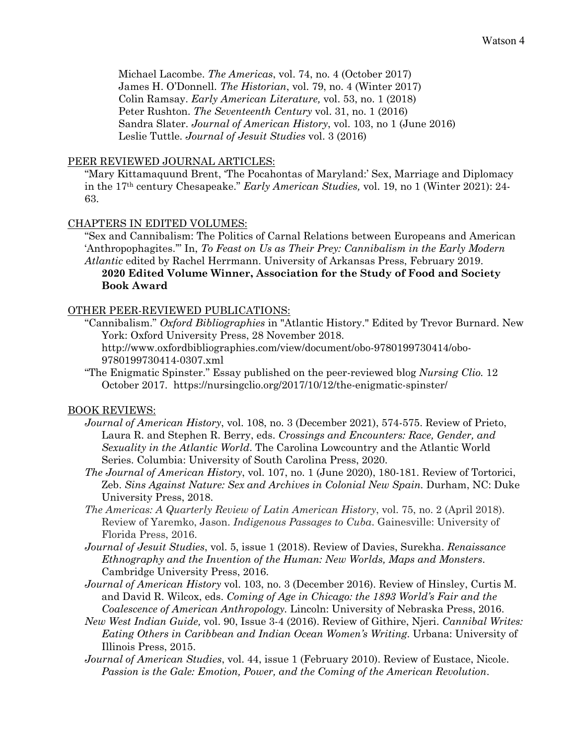Michael Lacombe. *The Americas*, vol. 74, no. 4 (October 2017)
James H. O'Donnell. *The Historian*, vol. 79, no. 4 (Winter 2017)
Colin Ramsay. *Early American Literature,* vol. 53, no. 1 (2018)
Peter Rushton. *The Seventeenth Century* vol. 31, no. 1 (2016)
Sandra Slater. *Journal of American History*, vol. 103, no 1 (June 2016)
Leslie Tuttle. *Journal of Jesuit Studies* vol. 3 (2016)

PEER REVIEWED JOURNAL ARTICLES:

"Mary Kittamaquund Brent, 'The Pocahontas of Maryland:' Sex, Marriage and Diplomacy in the 17th century Chesapeake." *Early American Studies,* vol. 19, no 1 (Winter 2021): 24-63.

CHAPTERS IN EDITED VOLUMES:

"Sex and Cannibalism: The Politics of Carnal Relations between Europeans and American 'Anthropophagites.'" In, *To Feast on Us as Their Prey: Cannibalism in the Early Modern Atlantic* edited by Rachel Herrmann. University of Arkansas Press, February 2019.
**2020 Edited Volume Winner, Association for the Study of Food and Society Book Award**

OTHER PEER-REVIEWED PUBLICATIONS:

"Cannibalism." *Oxford Bibliographies* in "Atlantic History." Edited by Trevor Burnard. New York: Oxford University Press, 28 November 2018. http://www.oxfordbibliographies.com/view/document/obo-9780199730414/obo-9780199730414-0307.xml

"The Enigmatic Spinster." Essay published on the peer-reviewed blog *Nursing Clio.* 12 October 2017. https://nursingclio.org/2017/10/12/the-enigmatic-spinster/

BOOK REVIEWS:

*Journal of American History*, vol. 108, no. 3 (December 2021), 574-575. Review of Prieto, Laura R. and Stephen R. Berry, eds. *Crossings and Encounters: Race, Gender, and Sexuality in the Atlantic World*. The Carolina Lowcountry and the Atlantic World Series. Columbia: University of South Carolina Press, 2020.

*The Journal of American History*, vol. 107, no. 1 (June 2020), 180-181. Review of Tortorici, Zeb. *Sins Against Nature: Sex and Archives in Colonial New Spain.* Durham, NC: Duke University Press, 2018.

*The Americas: A Quarterly Review of Latin American History*, vol. 75, no. 2 (April 2018). Review of Yaremko, Jason. *Indigenous Passages to Cuba*. Gainesville: University of Florida Press, 2016.

*Journal of Jesuit Studies*, vol. 5, issue 1 (2018). Review of Davies, Surekha. *Renaissance Ethnography and the Invention of the Human: New Worlds, Maps and Monsters*. Cambridge University Press, 2016.

*Journal of American History* vol. 103, no. 3 (December 2016). Review of Hinsley, Curtis M. and David R. Wilcox, eds. *Coming of Age in Chicago: the 1893 World's Fair and the Coalescence of American Anthropology.* Lincoln: University of Nebraska Press, 2016.

*New West Indian Guide,* vol. 90, Issue 3-4 (2016). Review of Githire, Njeri. *Cannibal Writes: Eating Others in Caribbean and Indian Ocean Women's Writing*. Urbana: University of Illinois Press, 2015.

*Journal of American Studies*, vol. 44, issue 1 (February 2010). Review of Eustace, Nicole. *Passion is the Gale: Emotion, Power, and the Coming of the American Revolution*.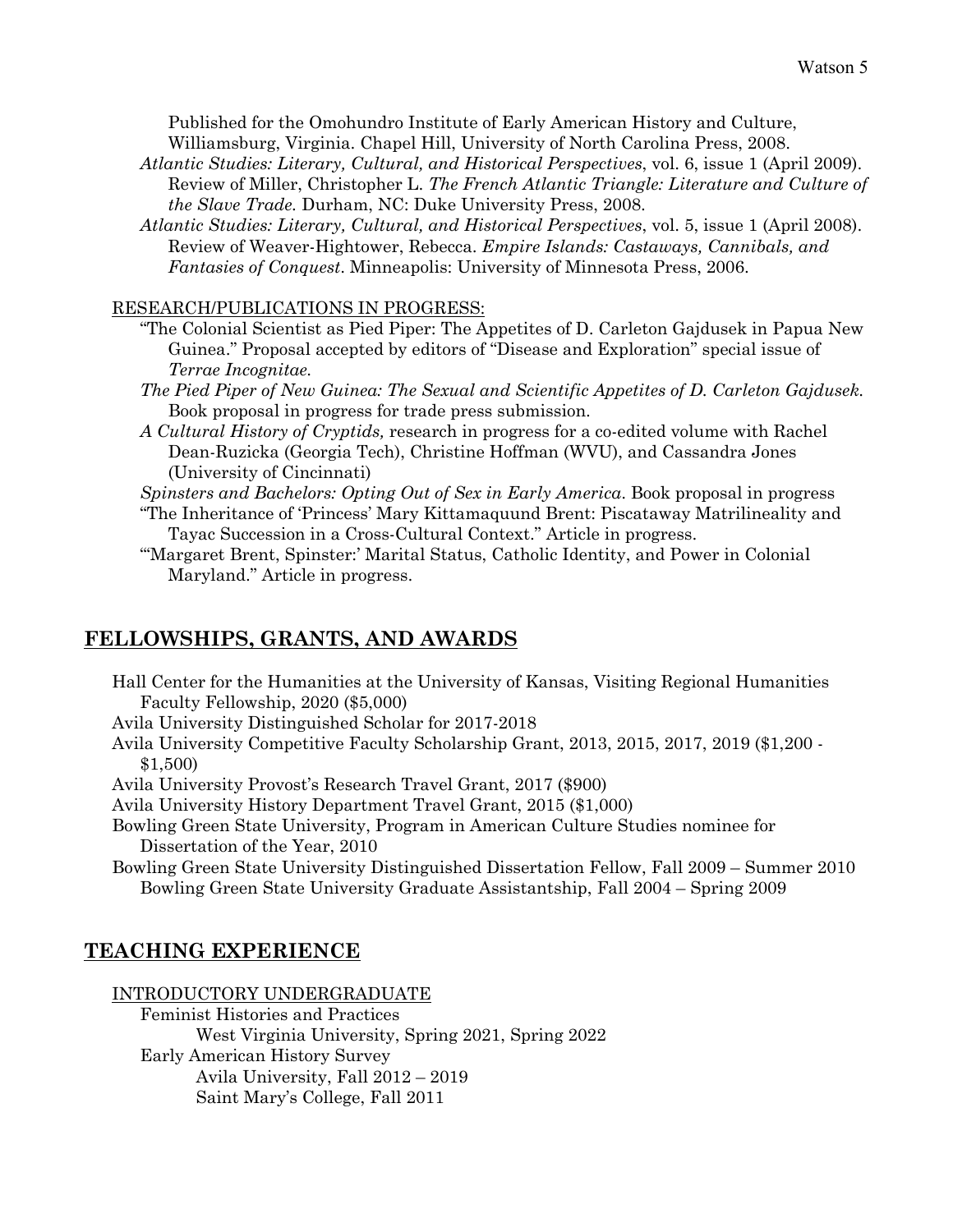Published for the Omohundro Institute of Early American History and Culture, Williamsburg, Virginia. Chapel Hill, University of North Carolina Press, 2008.

*Atlantic Studies: Literary, Cultural, and Historical Perspectives*, vol. 6, issue 1 (April 2009). Review of Miller, Christopher L. *The French Atlantic Triangle: Literature and Culture of the Slave Trade.* Durham, NC: Duke University Press, 2008.

*Atlantic Studies: Literary, Cultural, and Historical Perspectives*, vol. 5, issue 1 (April 2008). Review of Weaver-Hightower, Rebecca. *Empire Islands: Castaways, Cannibals, and Fantasies of Conquest*. Minneapolis: University of Minnesota Press, 2006.

RESEARCH/PUBLICATIONS IN PROGRESS:

"The Colonial Scientist as Pied Piper: The Appetites of D. Carleton Gajdusek in Papua New Guinea." Proposal accepted by editors of "Disease and Exploration" special issue of *Terrae Incognitae.*

*The Pied Piper of New Guinea: The Sexual and Scientific Appetites of D. Carleton Gajdusek.* Book proposal in progress for trade press submission.

*A Cultural History of Cryptids,* research in progress for a co-edited volume with Rachel Dean-Ruzicka (Georgia Tech), Christine Hoffman (WVU), and Cassandra Jones (University of Cincinnati)

*Spinsters and Bachelors: Opting Out of Sex in Early America*. Book proposal in progress

"The Inheritance of 'Princess' Mary Kittamaquund Brent: Piscataway Matrilineality and Tayac Succession in a Cross-Cultural Context." Article in progress.

"'Margaret Brent, Spinster:' Marital Status, Catholic Identity, and Power in Colonial Maryland." Article in progress.

## FELLOWSHIPS, GRANTS, AND AWARDS

Hall Center for the Humanities at the University of Kansas, Visiting Regional Humanities Faculty Fellowship, 2020 ($5,000)

Avila University Distinguished Scholar for 2017-2018

Avila University Competitive Faculty Scholarship Grant, 2013, 2015, 2017, 2019 ($1,200 - $1,500)

Avila University Provost's Research Travel Grant, 2017 ($900)

Avila University History Department Travel Grant, 2015 ($1,000)

Bowling Green State University, Program in American Culture Studies nominee for Dissertation of the Year, 2010

Bowling Green State University Distinguished Dissertation Fellow, Fall 2009 – Summer 2010

Bowling Green State University Graduate Assistantship, Fall 2004 – Spring 2009

## TEACHING EXPERIENCE

INTRODUCTORY UNDERGRADUATE

Feminist Histories and Practices
- West Virginia University, Spring 2021, Spring 2022

Early American History Survey
- Avila University, Fall 2012 – 2019
- Saint Mary's College, Fall 2011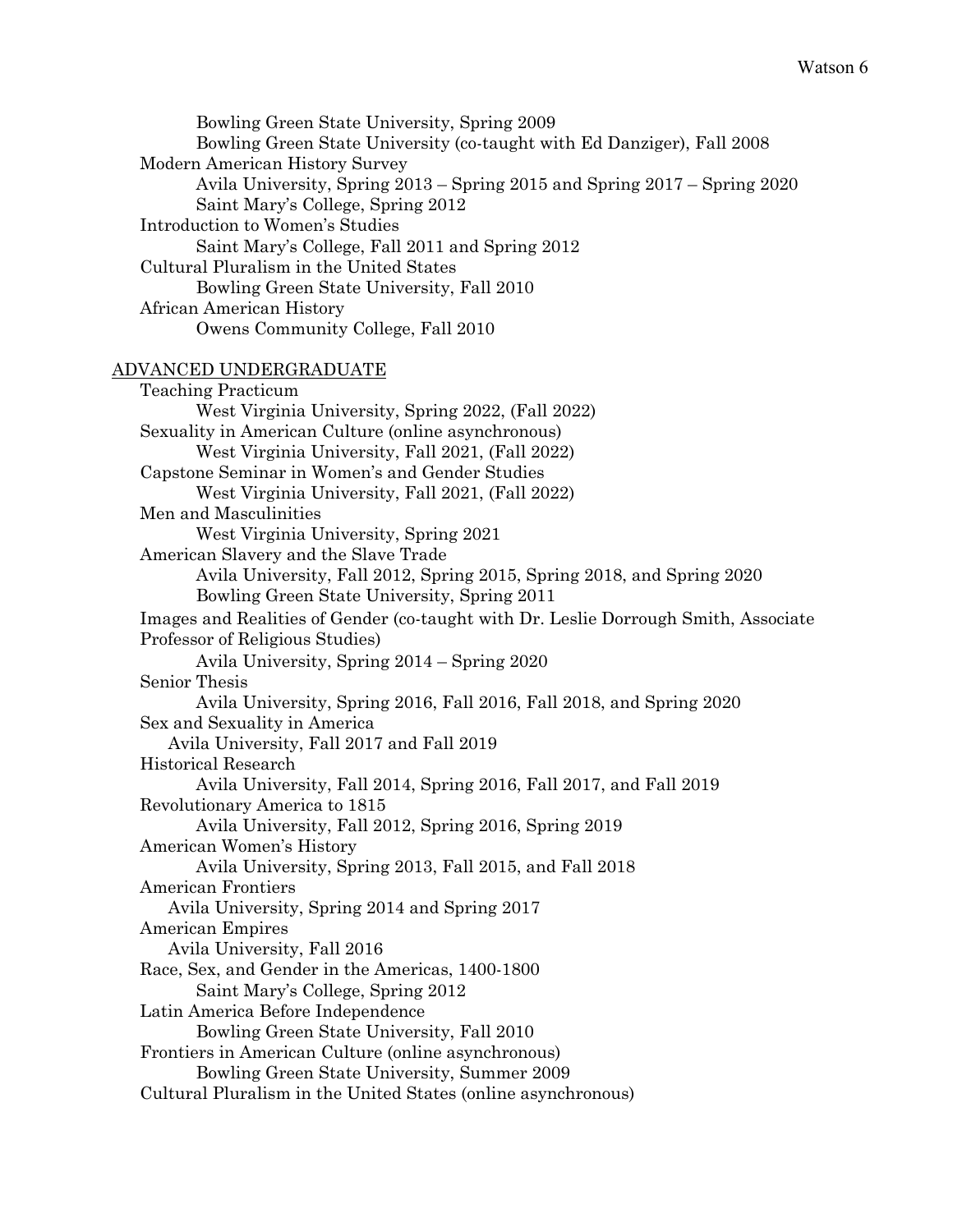Bowling Green State University, Spring 2009
Bowling Green State University (co-taught with Ed Danziger), Fall 2008

Modern American History Survey
Avila University, Spring 2013 – Spring 2015 and Spring 2017 – Spring 2020
Saint Mary's College, Spring 2012

Introduction to Women's Studies
Saint Mary's College, Fall 2011 and Spring 2012

Cultural Pluralism in the United States
Bowling Green State University, Fall 2010

African American History
Owens Community College, Fall 2010

ADVANCED UNDERGRADUATE

Teaching Practicum
West Virginia University, Spring 2022, (Fall 2022)

Sexuality in American Culture (online asynchronous)
West Virginia University, Fall 2021, (Fall 2022)

Capstone Seminar in Women's and Gender Studies
West Virginia University, Fall 2021, (Fall 2022)

Men and Masculinities
West Virginia University, Spring 2021

American Slavery and the Slave Trade
Avila University, Fall 2012, Spring 2015, Spring 2018, and Spring 2020
Bowling Green State University, Spring 2011

Images and Realities of Gender (co-taught with Dr. Leslie Dorrough Smith, Associate Professor of Religious Studies)
Avila University, Spring 2014 – Spring 2020

Senior Thesis
Avila University, Spring 2016, Fall 2016, Fall 2018, and Spring 2020

Sex and Sexuality in America
Avila University, Fall 2017 and Fall 2019

Historical Research
Avila University, Fall 2014, Spring 2016, Fall 2017, and Fall 2019

Revolutionary America to 1815
Avila University, Fall 2012, Spring 2016, Spring 2019

American Women's History
Avila University, Spring 2013, Fall 2015, and Fall 2018

American Frontiers
Avila University, Spring 2014 and Spring 2017

American Empires
Avila University, Fall 2016

Race, Sex, and Gender in the Americas, 1400-1800
Saint Mary's College, Spring 2012

Latin America Before Independence
Bowling Green State University, Fall 2010

Frontiers in American Culture (online asynchronous)
Bowling Green State University, Summer 2009

Cultural Pluralism in the United States (online asynchronous)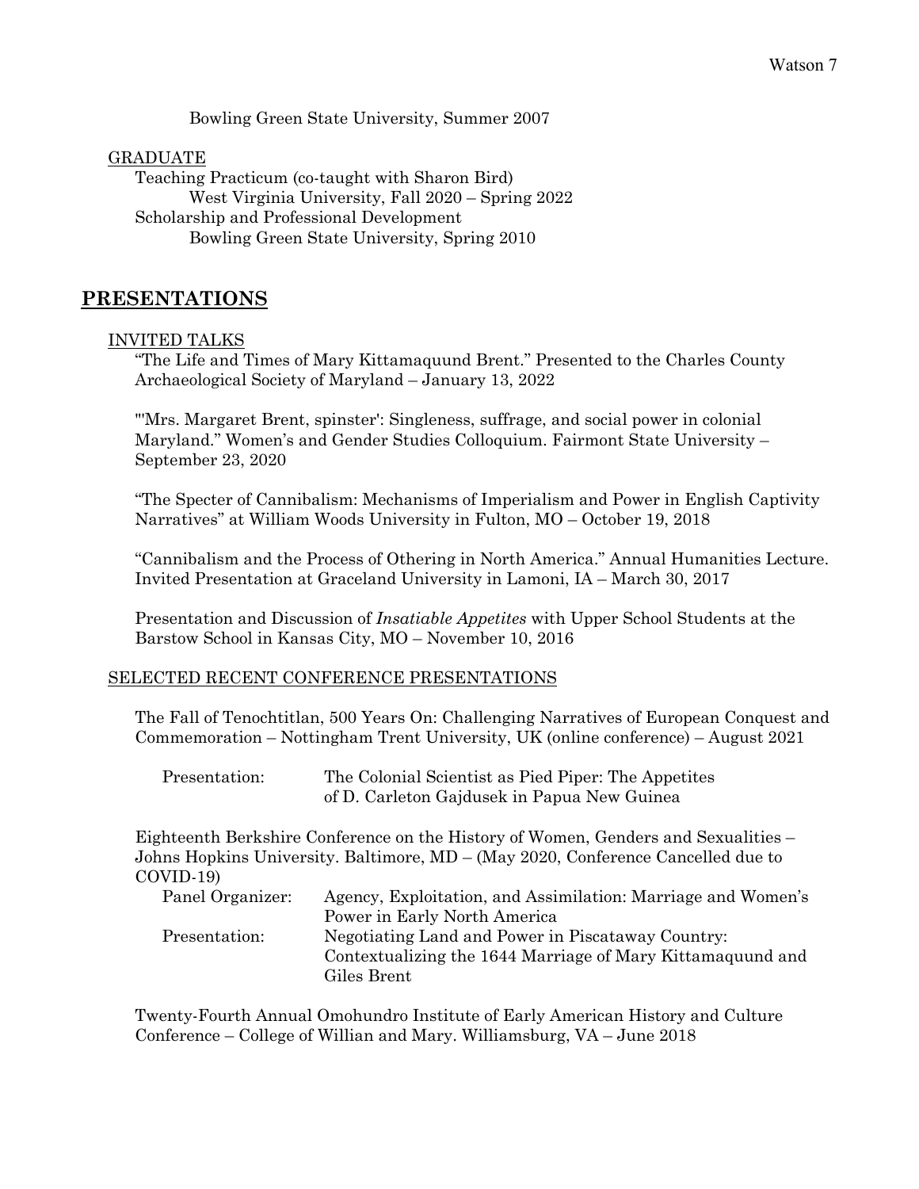Bowling Green State University, Summer 2007

GRADUATE

Teaching Practicum (co-taught with Sharon Bird)
West Virginia University, Fall 2020 – Spring 2022

Scholarship and Professional Development
Bowling Green State University, Spring 2010

## PRESENTATIONS

INVITED TALKS

"The Life and Times of Mary Kittamaquund Brent." Presented to the Charles County Archaeological Society of Maryland – January 13, 2022

"'Mrs. Margaret Brent, spinster': Singleness, suffrage, and social power in colonial Maryland." Women's and Gender Studies Colloquium. Fairmont State University – September 23, 2020

"The Specter of Cannibalism: Mechanisms of Imperialism and Power in English Captivity Narratives" at William Woods University in Fulton, MO – October 19, 2018

"Cannibalism and the Process of Othering in North America." Annual Humanities Lecture. Invited Presentation at Graceland University in Lamoni, IA – March 30, 2017

Presentation and Discussion of *Insatiable Appetites* with Upper School Students at the Barstow School in Kansas City, MO – November 10, 2016

SELECTED RECENT CONFERENCE PRESENTATIONS

The Fall of Tenochtitlan, 500 Years On: Challenging Narratives of European Conquest and Commemoration – Nottingham Trent University, UK (online conference) – August 2021

Presentation: The Colonial Scientist as Pied Piper: The Appetites of D. Carleton Gajdusek in Papua New Guinea

Eighteenth Berkshire Conference on the History of Women, Genders and Sexualities – Johns Hopkins University. Baltimore, MD – (May 2020, Conference Cancelled due to COVID-19)

Panel Organizer: Agency, Exploitation, and Assimilation: Marriage and Women's Power in Early North America

Presentation: Negotiating Land and Power in Piscataway Country: Contextualizing the 1644 Marriage of Mary Kittamaquund and Giles Brent

Twenty-Fourth Annual Omohundro Institute of Early American History and Culture Conference – College of Willian and Mary. Williamsburg, VA – June 2018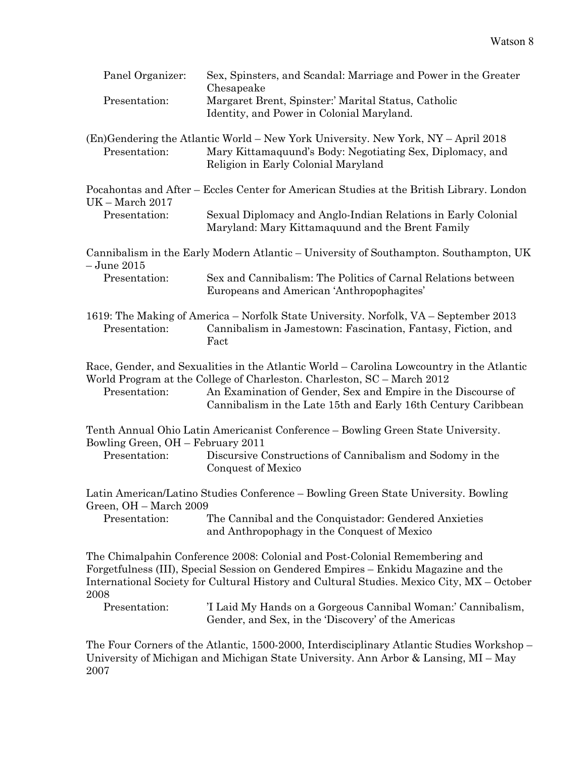Panel Organizer: Sex, Spinsters, and Scandal: Marriage and Power in the Greater Chesapeake
Presentation: Margaret Brent, Spinster:' Marital Status, Catholic Identity, and Power in Colonial Maryland.

(En)Gendering the Atlantic World – New York University. New York, NY – April 2018
Presentation: Mary Kittamaquund's Body: Negotiating Sex, Diplomacy, and Religion in Early Colonial Maryland

Pocahontas and After – Eccles Center for American Studies at the British Library. London UK – March 2017
Presentation: Sexual Diplomacy and Anglo-Indian Relations in Early Colonial Maryland: Mary Kittamaquund and the Brent Family

Cannibalism in the Early Modern Atlantic – University of Southampton. Southampton, UK – June 2015
Presentation: Sex and Cannibalism: The Politics of Carnal Relations between Europeans and American 'Anthropophagites'

1619: The Making of America – Norfolk State University. Norfolk, VA – September 2013
Presentation: Cannibalism in Jamestown: Fascination, Fantasy, Fiction, and Fact

Race, Gender, and Sexualities in the Atlantic World – Carolina Lowcountry in the Atlantic World Program at the College of Charleston. Charleston, SC – March 2012
Presentation: An Examination of Gender, Sex and Empire in the Discourse of Cannibalism in the Late 15th and Early 16th Century Caribbean

Tenth Annual Ohio Latin Americanist Conference – Bowling Green State University. Bowling Green, OH – February 2011
Presentation: Discursive Constructions of Cannibalism and Sodomy in the Conquest of Mexico

Latin American/Latino Studies Conference – Bowling Green State University. Bowling Green, OH – March 2009
Presentation: The Cannibal and the Conquistador: Gendered Anxieties and Anthropophagy in the Conquest of Mexico

The Chimalpahin Conference 2008: Colonial and Post-Colonial Remembering and Forgetfulness (III), Special Session on Gendered Empires – Enkidu Magazine and the International Society for Cultural History and Cultural Studies. Mexico City, MX – October 2008
Presentation: 'I Laid My Hands on a Gorgeous Cannibal Woman:' Cannibalism, Gender, and Sex, in the 'Discovery' of the Americas

The Four Corners of the Atlantic, 1500-2000, Interdisciplinary Atlantic Studies Workshop – University of Michigan and Michigan State University. Ann Arbor & Lansing, MI – May 2007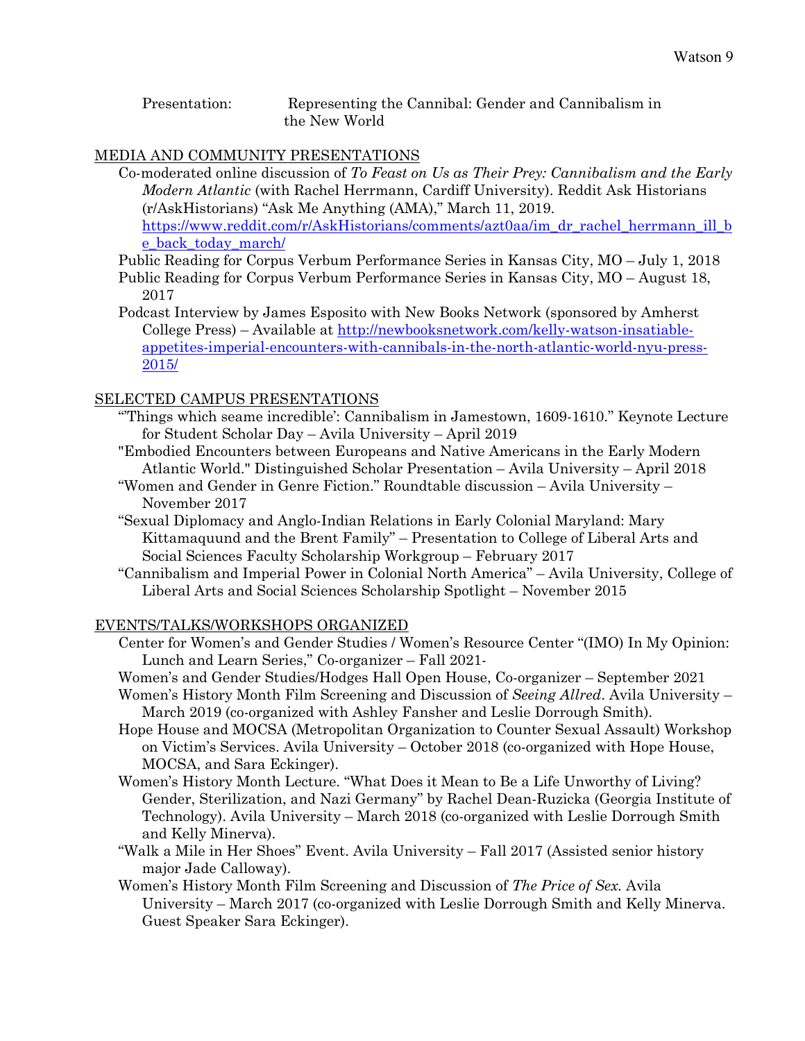Presentation: Representing the Cannibal: Gender and Cannibalism in the New World

## MEDIA AND COMMUNITY PRESENTATIONS

Co-moderated online discussion of *To Feast on Us as Their Prey: Cannibalism and the Early Modern Atlantic* (with Rachel Herrmann, Cardiff University). Reddit Ask Historians (r/AskHistorians) "Ask Me Anything (AMA)," March 11, 2019. https://www.reddit.com/r/AskHistorians/comments/azt0aa/im_dr_rachel_herrmann_ill_be_back_today_march/

Public Reading for Corpus Verbum Performance Series in Kansas City, MO – July 1, 2018

Public Reading for Corpus Verbum Performance Series in Kansas City, MO – August 18, 2017

Podcast Interview by James Esposito with New Books Network (sponsored by Amherst College Press) – Available at http://newbooksnetwork.com/kelly-watson-insatiable-appetites-imperial-encounters-with-cannibals-in-the-north-atlantic-world-nyu-press-2015/

## SELECTED CAMPUS PRESENTATIONS

"'Things which seame incredible': Cannibalism in Jamestown, 1609-1610." Keynote Lecture for Student Scholar Day – Avila University – April 2019

"Embodied Encounters between Europeans and Native Americans in the Early Modern Atlantic World." Distinguished Scholar Presentation – Avila University – April 2018

"Women and Gender in Genre Fiction." Roundtable discussion – Avila University – November 2017

"Sexual Diplomacy and Anglo-Indian Relations in Early Colonial Maryland: Mary Kittamaquund and the Brent Family" – Presentation to College of Liberal Arts and Social Sciences Faculty Scholarship Workgroup – February 2017

"Cannibalism and Imperial Power in Colonial North America" – Avila University, College of Liberal Arts and Social Sciences Scholarship Spotlight – November 2015

## EVENTS/TALKS/WORKSHOPS ORGANIZED

Center for Women's and Gender Studies / Women's Resource Center "(IMO) In My Opinion: Lunch and Learn Series," Co-organizer – Fall 2021-

Women's and Gender Studies/Hodges Hall Open House, Co-organizer – September 2021

Women's History Month Film Screening and Discussion of *Seeing Allred*. Avila University – March 2019 (co-organized with Ashley Fansher and Leslie Dorrough Smith).

Hope House and MOCSA (Metropolitan Organization to Counter Sexual Assault) Workshop on Victim's Services. Avila University – October 2018 (co-organized with Hope House, MOCSA, and Sara Eckinger).

Women's History Month Lecture. "What Does it Mean to Be a Life Unworthy of Living? Gender, Sterilization, and Nazi Germany" by Rachel Dean-Ruzicka (Georgia Institute of Technology). Avila University – March 2018 (co-organized with Leslie Dorrough Smith and Kelly Minerva).

"Walk a Mile in Her Shoes" Event. Avila University – Fall 2017 (Assisted senior history major Jade Calloway).

Women's History Month Film Screening and Discussion of *The Price of Sex*. Avila University – March 2017 (co-organized with Leslie Dorrough Smith and Kelly Minerva. Guest Speaker Sara Eckinger).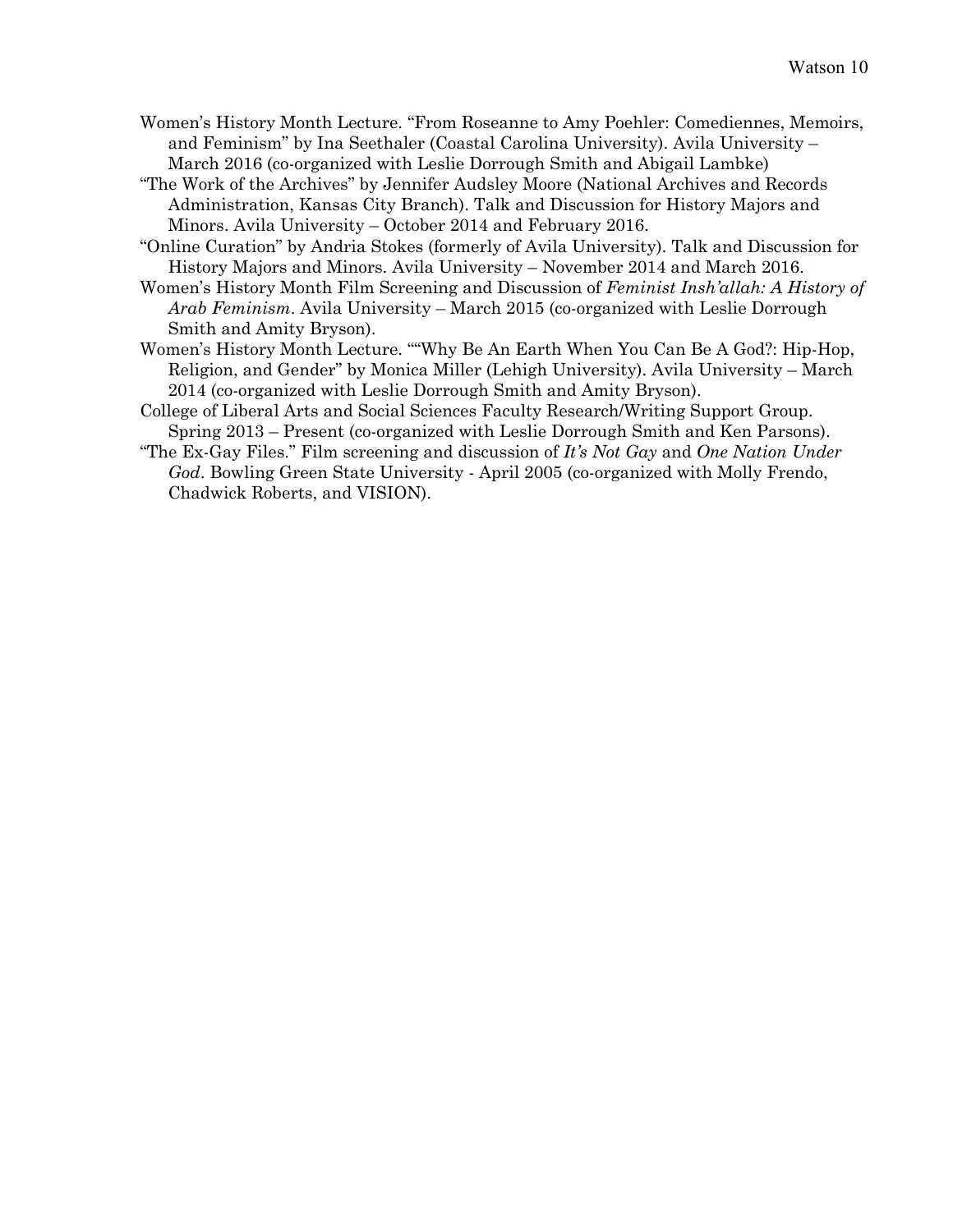Women's History Month Lecture. "From Roseanne to Amy Poehler: Comediennes, Memoirs, and Feminism" by Ina Seethaler (Coastal Carolina University). Avila University – March 2016 (co-organized with Leslie Dorrough Smith and Abigail Lambke)

"The Work of the Archives" by Jennifer Audsley Moore (National Archives and Records Administration, Kansas City Branch). Talk and Discussion for History Majors and Minors. Avila University – October 2014 and February 2016.

"Online Curation" by Andria Stokes (formerly of Avila University). Talk and Discussion for History Majors and Minors. Avila University – November 2014 and March 2016.

Women's History Month Film Screening and Discussion of *Feminist Insh'allah: A History of Arab Feminism*. Avila University – March 2015 (co-organized with Leslie Dorrough Smith and Amity Bryson).

Women's History Month Lecture. ""Why Be An Earth When You Can Be A God?: Hip-Hop, Religion, and Gender" by Monica Miller (Lehigh University). Avila University – March 2014 (co-organized with Leslie Dorrough Smith and Amity Bryson).

College of Liberal Arts and Social Sciences Faculty Research/Writing Support Group. Spring 2013 – Present (co-organized with Leslie Dorrough Smith and Ken Parsons).

"The Ex-Gay Files." Film screening and discussion of *It's Not Gay* and *One Nation Under God*. Bowling Green State University - April 2005 (co-organized with Molly Frendo, Chadwick Roberts, and VISION).